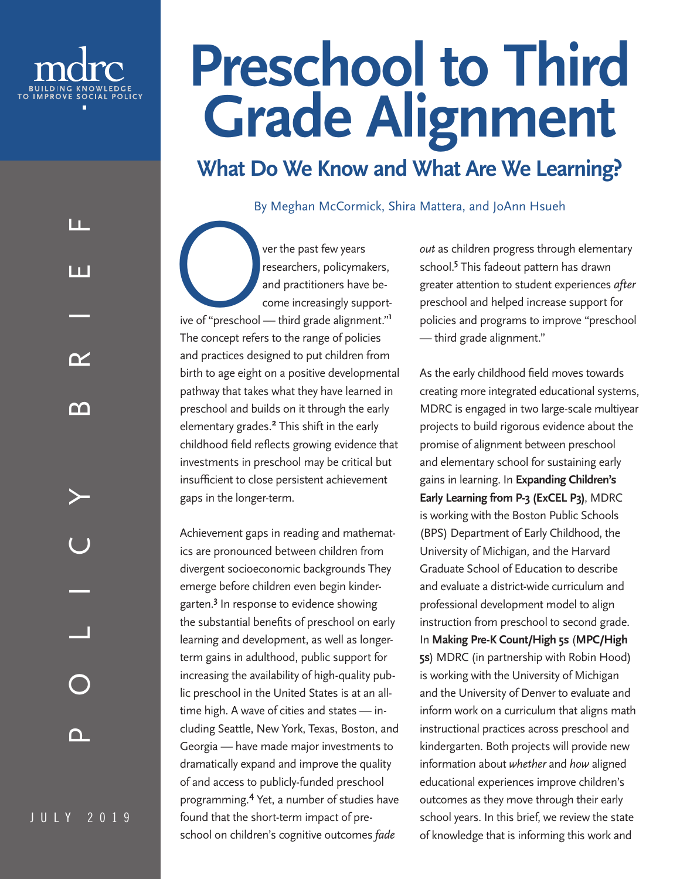mdrc

BUILDING KNOWLEDGE TO IMPROVE SOCIAL POLICY

POLICY BRIEF

JULY 2019

# Preschool to Third Grade Alignment

## What Do We Know and What Are We Learning?

By Meghan McCormick, Shira Mattera, and JoAnn Hsueh

Over the past few years researchers, policymakers, and practitioners have become increasingly supportive of "preschool — third grade alignment."[1] The concept refers to the range of policies and practices designed to put children from birth to age eight on a positive developmental pathway that takes what they have learned in preschool and builds on it through the early elementary grades.[2] This shift in the early childhood field reflects growing evidence that investments in preschool may be critical but insufficient to close persistent achievement gaps in the longer-term.

Achievement gaps in reading and mathematics are pronounced between children from divergent socioeconomic backgrounds They emerge before children even begin kindergarten.[3] In response to evidence showing the substantial benefits of preschool on early learning and development, as well as longer-term gains in adulthood, public support for increasing the availability of high-quality public preschool in the United States is at an all-time high. A wave of cities and states — including Seattle, New York, Texas, Boston, and Georgia — have made major investments to dramatically expand and improve the quality of and access to publicly-funded preschool programming.[4] Yet, a number of studies have found that the short-term impact of preschool on children's cognitive outcomes *fade out* as children progress through elementary school.[5] This fadeout pattern has drawn greater attention to student experiences *after* preschool and helped increase support for policies and programs to improve "preschool — third grade alignment."

As the early childhood field moves towards creating more integrated educational systems, MDRC is engaged in two large-scale multiyear projects to build rigorous evidence about the promise of alignment between preschool and elementary school for sustaining early gains in learning. In **Expanding Children's Early Learning from P-3 (ExCEL P3)**, MDRC is working with the Boston Public Schools (BPS) Department of Early Childhood, the University of Michigan, and the Harvard Graduate School of Education to describe and evaluate a district-wide curriculum and professional development model to align instruction from preschool to second grade. In **Making Pre-K Count/High 5s** (**MPC/High 5s**) MDRC (in partnership with Robin Hood) is working with the University of Michigan and the University of Denver to evaluate and inform work on a curriculum that aligns math instructional practices across preschool and kindergarten. Both projects will provide new information about *whether* and *how* aligned educational experiences improve children's outcomes as they move through their early school years. In this brief, we review the state of knowledge that is informing this work and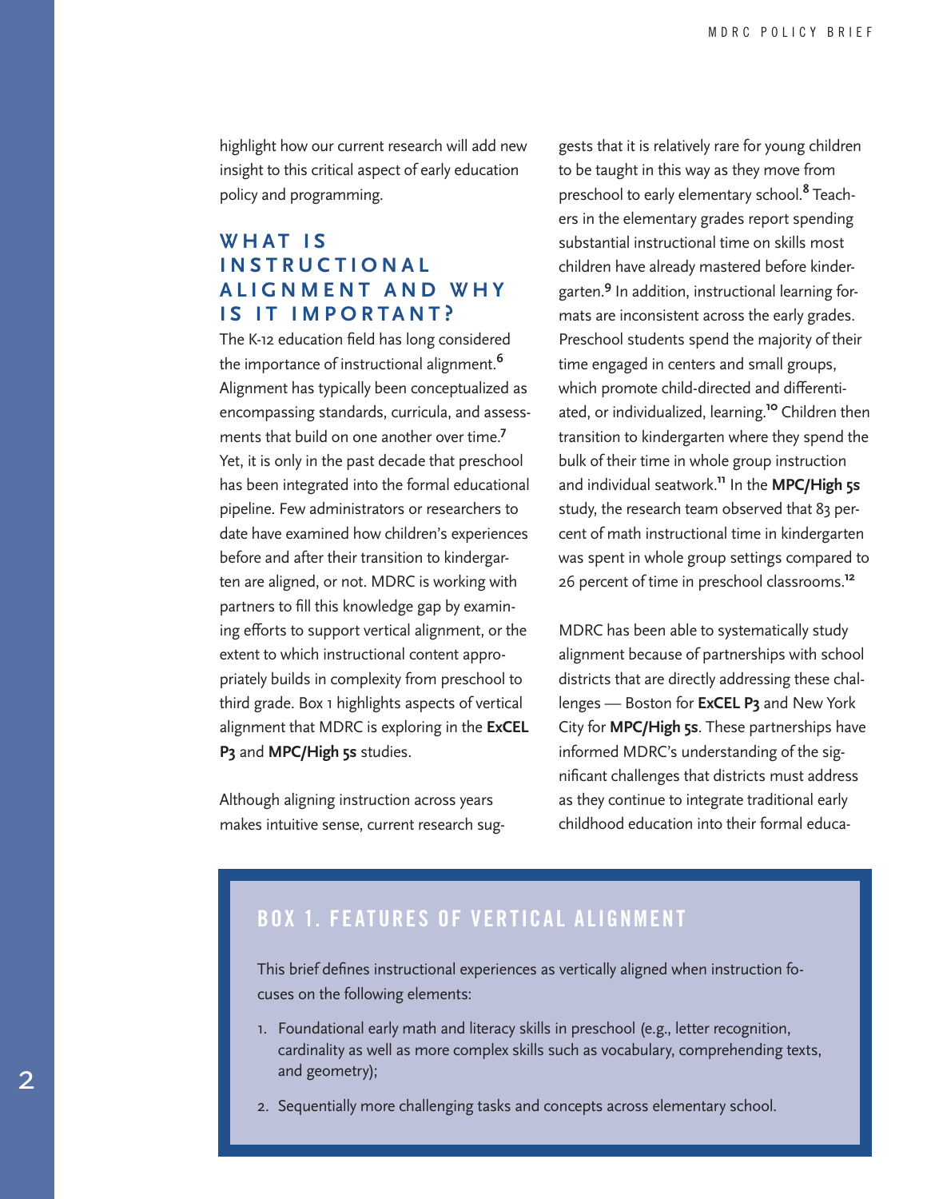highlight how our current research will add new insight to this critical aspect of early education policy and programming.

## WHAT IS INSTRUCTIONAL ALIGNMENT AND WHY IS IT IMPORTANT?

The K-12 education field has long considered the importance of instructional alignment.[6] Alignment has typically been conceptualized as encompassing standards, curricula, and assessments that build on one another over time.[7] Yet, it is only in the past decade that preschool has been integrated into the formal educational pipeline. Few administrators or researchers to date have examined how children's experiences before and after their transition to kindergarten are aligned, or not. MDRC is working with partners to fill this knowledge gap by examining efforts to support vertical alignment, or the extent to which instructional content appropriately builds in complexity from preschool to third grade. Box 1 highlights aspects of vertical alignment that MDRC is exploring in the **ExCEL P3** and **MPC/High 5s** studies.

Although aligning instruction across years makes intuitive sense, current research suggests that it is relatively rare for young children to be taught in this way as they move from preschool to early elementary school.[8] Teachers in the elementary grades report spending substantial instructional time on skills most children have already mastered before kindergarten.[9] In addition, instructional learning formats are inconsistent across the early grades. Preschool students spend the majority of their time engaged in centers and small groups, which promote child-directed and differentiated, or individualized, learning.[10] Children then transition to kindergarten where they spend the bulk of their time in whole group instruction and individual seatwork.[11] In the **MPC/High 5s** study, the research team observed that 83 percent of math instructional time in kindergarten was spent in whole group settings compared to 26 percent of time in preschool classrooms.[12]

MDRC has been able to systematically study alignment because of partnerships with school districts that are directly addressing these challenges — Boston for **ExCEL P3** and New York City for **MPC/High 5s**. These partnerships have informed MDRC's understanding of the significant challenges that districts must address as they continue to integrate traditional early childhood education into their formal educa-

### BOX 1. FEATURES OF VERTICAL ALIGNMENT

This brief defines instructional experiences as vertically aligned when instruction focuses on the following elements:

1. Foundational early math and literacy skills in preschool (e.g., letter recognition, cardinality as well as more complex skills such as vocabulary, comprehending texts, and geometry);
2. Sequentially more challenging tasks and concepts across elementary school.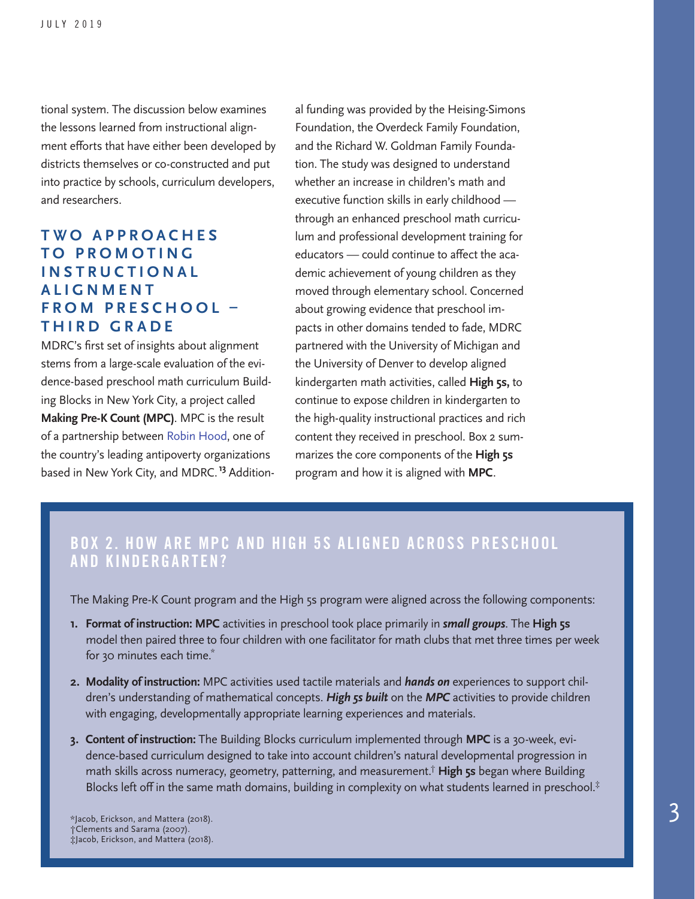tional system. The discussion below examines the lessons learned from instructional alignment efforts that have either been developed by districts themselves or co-constructed and put into practice by schools, curriculum developers, and researchers.

## TWO APPROACHES TO PROMOTING INSTRUCTIONAL ALIGNMENT FROM PRESCHOOL – THIRD GRADE

MDRC's first set of insights about alignment stems from a large-scale evaluation of the evidence-based preschool math curriculum Building Blocks in New York City, a project called **Making Pre-K Count (MPC)**. MPC is the result of a partnership between Robin Hood, one of the country's leading antipoverty organizations based in New York City, and MDRC.[13] Additional funding was provided by the Heising-Simons Foundation, the Overdeck Family Foundation, and the Richard W. Goldman Family Foundation. The study was designed to understand whether an increase in children's math and executive function skills in early childhood — through an enhanced preschool math curriculum and professional development training for educators — could continue to affect the academic achievement of young children as they moved through elementary school. Concerned about growing evidence that preschool impacts in other domains tended to fade, MDRC partnered with the University of Michigan and the University of Denver to develop aligned kindergarten math activities, called **High 5s,** to continue to expose children in kindergarten to the high-quality instructional practices and rich content they received in preschool. Box 2 summarizes the core components of the **High 5s** program and how it is aligned with **MPC**.

### BOX 2. HOW ARE MPC AND HIGH 5S ALIGNED ACROSS PRESCHOOL AND KINDERGARTEN?

The Making Pre-K Count program and the High 5s program were aligned across the following components:

1. **Format of instruction: MPC** activities in preschool took place primarily in ***small groups***. The **High 5s** model then paired three to four children with one facilitator for math clubs that met three times per week for 30 minutes each time.*
2. **Modality of instruction:** MPC activities used tactile materials and ***hands on*** experiences to support children's understanding of mathematical concepts. ***High 5s built*** on the ***MPC*** activities to provide children with engaging, developmentally appropriate learning experiences and materials.
3. **Content of instruction:** The Building Blocks curriculum implemented through **MPC** is a 30-week, evidence-based curriculum designed to take into account children's natural developmental progression in math skills across numeracy, geometry, patterning, and measurement.† **High 5s** began where Building Blocks left off in the same math domains, building in complexity on what students learned in preschool.‡

*Jacob, Erickson, and Mattera (2018).
†Clements and Sarama (2007).
‡Jacob, Erickson, and Mattera (2018).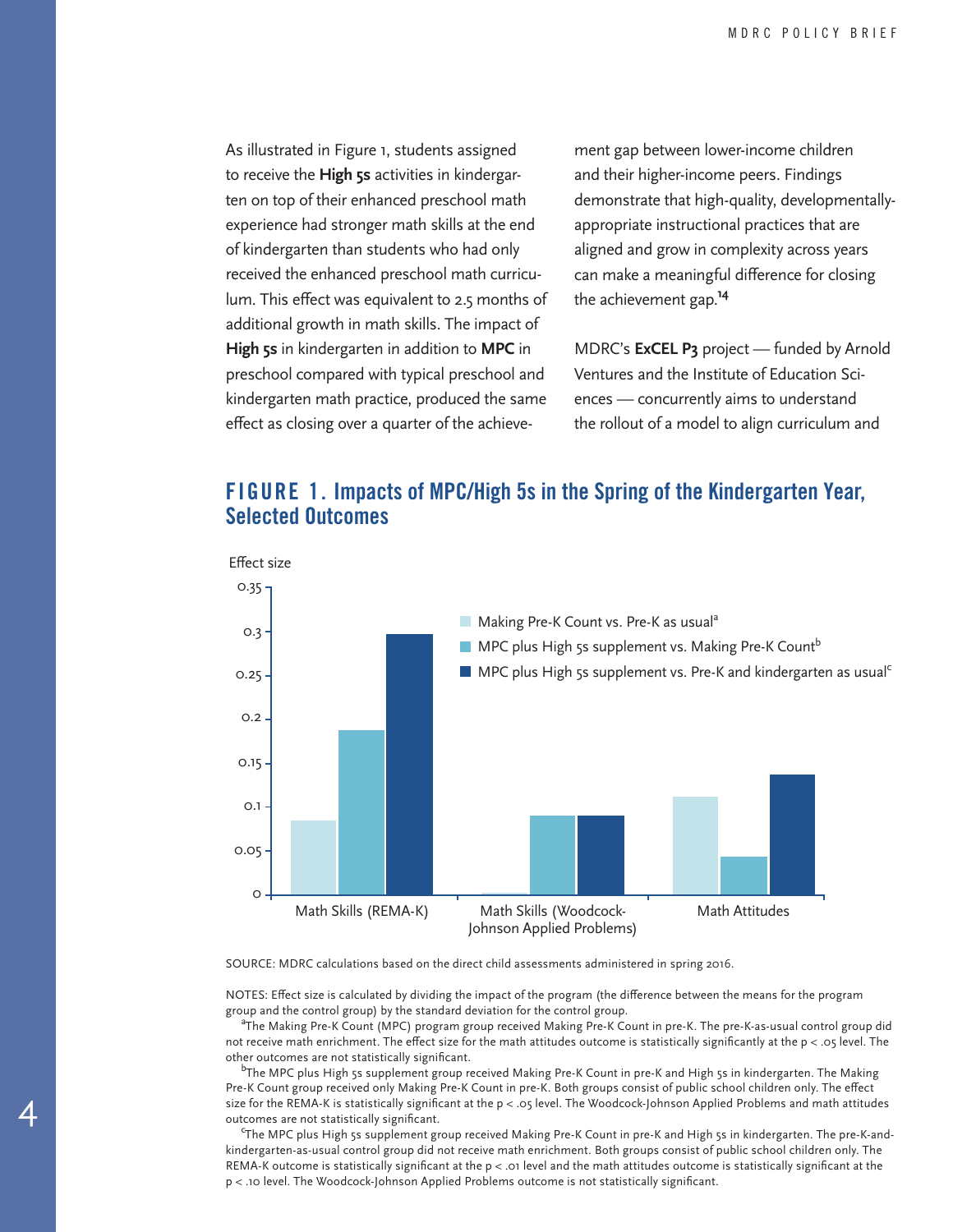As illustrated in Figure 1, students assigned to receive the **High 5s** activities in kindergarten on top of their enhanced preschool math experience had stronger math skills at the end of kindergarten than students who had only received the enhanced preschool math curriculum. This effect was equivalent to 2.5 months of additional growth in math skills. The impact of **High 5s** in kindergarten in addition to **MPC** in preschool compared with typical preschool and kindergarten math practice, produced the same effect as closing over a quarter of the achievement gap between lower-income children and their higher-income peers. Findings demonstrate that high-quality, developmentally-appropriate instructional practices that are aligned and grow in complexity across years can make a meaningful difference for closing the achievement gap.[14]

MDRC's **ExCEL P3** project — funded by Arnold Ventures and the Institute of Education Sciences — concurrently aims to understand the rollout of a model to align curriculum and

## FIGURE 1. Impacts of MPC/High 5s in the Spring of the Kindergarten Year, Selected Outcomes

Effect size

| Outcome | Making Pre-K Count vs. Pre-K as usual[a] | MPC plus High 5s supplement vs. Making Pre-K Count[b] | MPC plus High 5s supplement vs. Pre-K and kindergarten as usual[c] |
|---|---|---|---|
| Math Skills (REMA-K) | ~0.085 | ~0.19 | ~0.30 |
| Math Skills (Woodcock-Johnson Applied Problems) | ~0.002 | ~0.09 | ~0.09 |
| Math Attitudes | ~0.11 | ~0.045 | ~0.14 |

SOURCE: MDRC calculations based on the direct child assessments administered in spring 2016.

NOTES: Effect size is calculated by dividing the impact of the program (the difference between the means for the program group and the control group) by the standard deviation for the control group.

[a]The Making Pre-K Count (MPC) program group received Making Pre-K Count in pre-K. The pre-K-as-usual control group did not receive math enrichment. The effect size for the math attitudes outcome is statistically significantly at the $p < .05$ level. The other outcomes are not statistically significant.

[b]The MPC plus High 5s supplement group received Making Pre-K Count in pre-K and High 5s in kindergarten. The Making Pre-K Count group received only Making Pre-K Count in pre-K. Both groups consist of public school children only. The effect size for the REMA-K is statistically significant at the $p < .05$ level. The Woodcock-Johnson Applied Problems and math attitudes outcomes are not statistically significant.

[c]The MPC plus High 5s supplement group received Making Pre-K Count in pre-K and High 5s in kindergarten. The pre-K-and-kindergarten-as-usual control group did not receive math enrichment. Both groups consist of public school children only. The REMA-K outcome is statistically significant at the $p < .01$ level and the math attitudes outcome is statistically significant at the $p < .10$ level. The Woodcock-Johnson Applied Problems outcome is not statistically significant.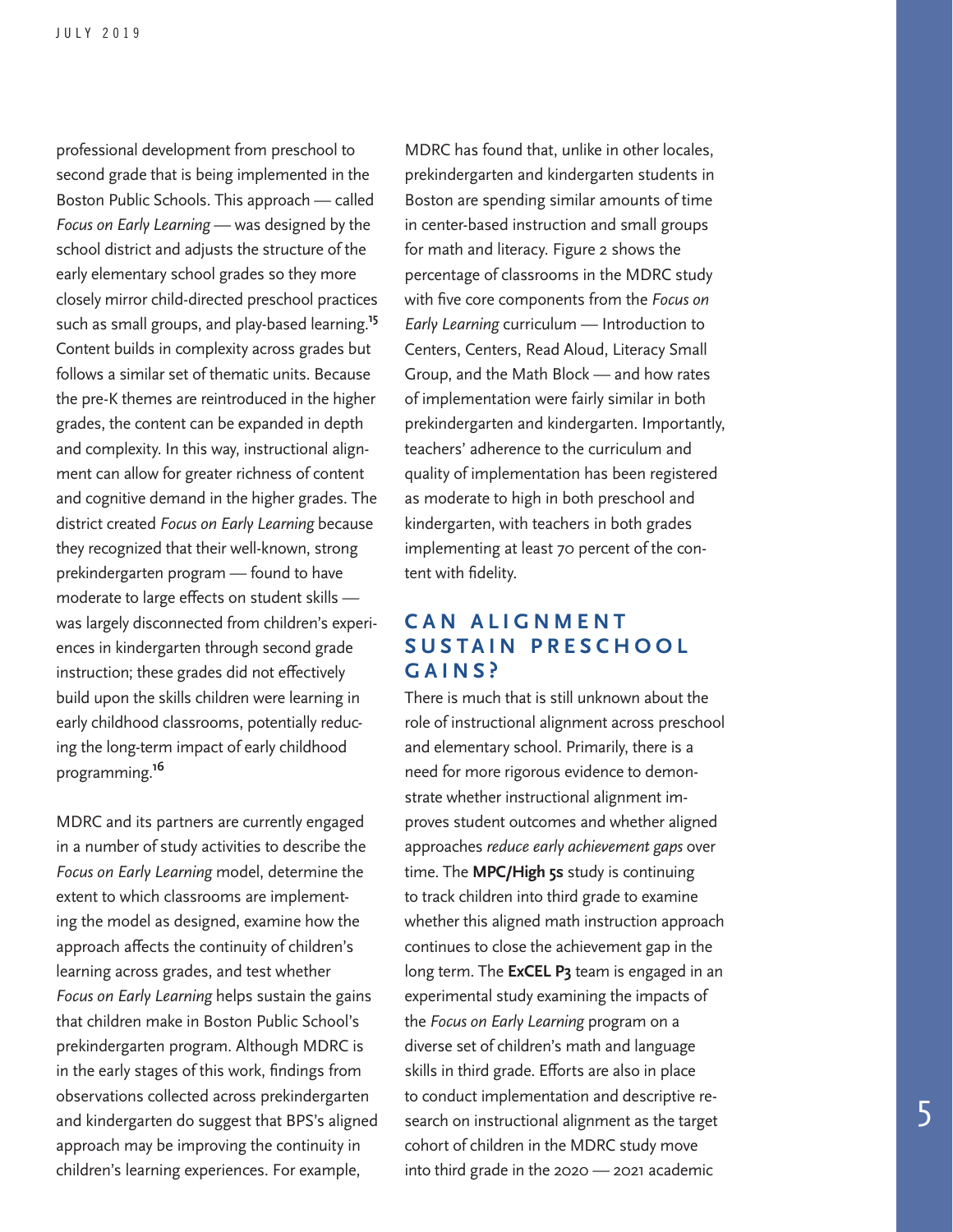professional development from preschool to second grade that is being implemented in the Boston Public Schools. This approach — called *Focus on Early Learning* — was designed by the school district and adjusts the structure of the early elementary school grades so they more closely mirror child-directed preschool practices such as small groups, and play-based learning.[15] Content builds in complexity across grades but follows a similar set of thematic units. Because the pre-K themes are reintroduced in the higher grades, the content can be expanded in depth and complexity. In this way, instructional alignment can allow for greater richness of content and cognitive demand in the higher grades. The district created *Focus on Early Learning* because they recognized that their well-known, strong prekindergarten program — found to have moderate to large effects on student skills — was largely disconnected from children's experiences in kindergarten through second grade instruction; these grades did not effectively build upon the skills children were learning in early childhood classrooms, potentially reducing the long-term impact of early childhood programming.[16]

MDRC and its partners are currently engaged in a number of study activities to describe the *Focus on Early Learning* model, determine the extent to which classrooms are implementing the model as designed, examine how the approach affects the continuity of children's learning across grades, and test whether *Focus on Early Learning* helps sustain the gains that children make in Boston Public School's prekindergarten program. Although MDRC is in the early stages of this work, findings from observations collected across prekindergarten and kindergarten do suggest that BPS's aligned approach may be improving the continuity in children's learning experiences. For example, MDRC has found that, unlike in other locales, prekindergarten and kindergarten students in Boston are spending similar amounts of time in center-based instruction and small groups for math and literacy. Figure 2 shows the percentage of classrooms in the MDRC study with five core components from the *Focus on Early Learning* curriculum — Introduction to Centers, Centers, Read Aloud, Literacy Small Group, and the Math Block — and how rates of implementation were fairly similar in both prekindergarten and kindergarten. Importantly, teachers' adherence to the curriculum and quality of implementation has been registered as moderate to high in both preschool and kindergarten, with teachers in both grades implementing at least 70 percent of the content with fidelity.

## CAN ALIGNMENT SUSTAIN PRESCHOOL GAINS?

There is much that is still unknown about the role of instructional alignment across preschool and elementary school. Primarily, there is a need for more rigorous evidence to demonstrate whether instructional alignment improves student outcomes and whether aligned approaches *reduce early achievement gaps* over time. The **MPC/High 5s** study is continuing to track children into third grade to examine whether this aligned math instruction approach continues to close the achievement gap in the long term. The **ExCEL P3** team is engaged in an experimental study examining the impacts of the *Focus on Early Learning* program on a diverse set of children's math and language skills in third grade. Efforts are also in place to conduct implementation and descriptive research on instructional alignment as the target cohort of children in the MDRC study move into third grade in the 2020 — 2021 academic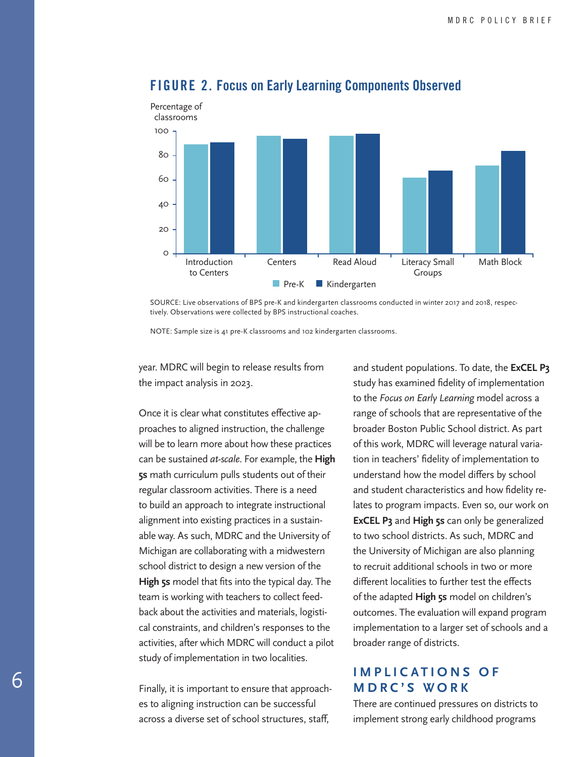## FIGURE 2. Focus on Early Learning Components Observed

SOURCE: Live observations of BPS pre-K and kindergarten classrooms conducted in winter 2017 and 2018, respectively. Observations were collected by BPS instructional coaches.

NOTE: Sample size is 41 pre-K classrooms and 102 kindergarten classrooms.

year. MDRC will begin to release results from the impact analysis in 2023.

Once it is clear what constitutes effective approaches to aligned instruction, the challenge will be to learn more about how these practices can be sustained *at-scale*. For example, the **High 5s** math curriculum pulls students out of their regular classroom activities. There is a need to build an approach to integrate instructional alignment into existing practices in a sustainable way. As such, MDRC and the University of Michigan are collaborating with a midwestern school district to design a new version of the **High 5s** model that fits into the typical day. The team is working with teachers to collect feedback about the activities and materials, logistical constraints, and children's responses to the activities, after which MDRC will conduct a pilot study of implementation in two localities.

Finally, it is important to ensure that approaches to aligning instruction can be successful across a diverse set of school structures, staff, and student populations. To date, the **ExCEL P3** study has examined fidelity of implementation to the *Focus on Early Learning* model across a range of schools that are representative of the broader Boston Public School district. As part of this work, MDRC will leverage natural variation in teachers' fidelity of implementation to understand how the model differs by school and student characteristics and how fidelity relates to program impacts. Even so, our work on **ExCEL P3** and **High 5s** can only be generalized to two school districts. As such, MDRC and the University of Michigan are also planning to recruit additional schools in two or more different localities to further test the effects of the adapted **High 5s** model on children's outcomes. The evaluation will expand program implementation to a larger set of schools and a broader range of districts.

## IMPLICATIONS OF MDRC'S WORK

There are continued pressures on districts to implement strong early childhood programs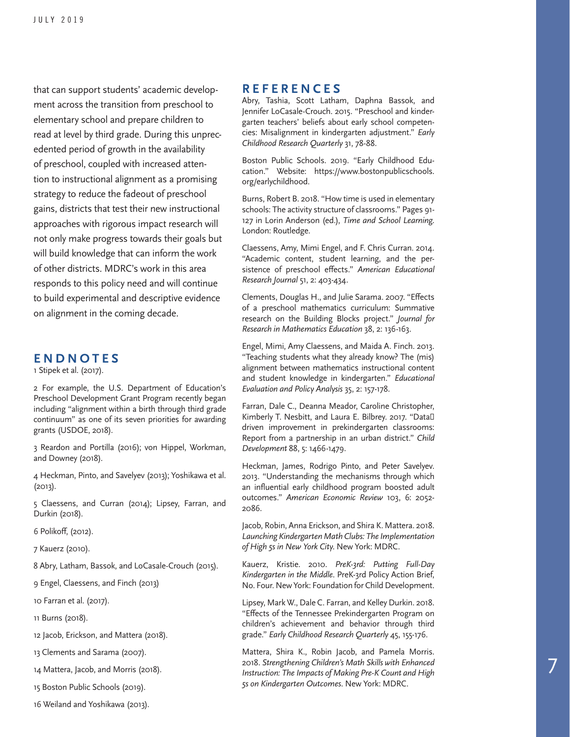that can support students' academic development across the transition from preschool to elementary school and prepare children to read at level by third grade. During this unprecedented period of growth in the availability of preschool, coupled with increased attention to instructional alignment as a promising strategy to reduce the fadeout of preschool gains, districts that test their new instructional approaches with rigorous impact research will not only make progress towards their goals but will build knowledge that can inform the work of other districts. MDRC's work in this area responds to this policy need and will continue to build experimental and descriptive evidence on alignment in the coming decade.

## ENDNOTES

1 Stipek et al. (2017).

2 For example, the U.S. Department of Education's Preschool Development Grant Program recently began including "alignment within a birth through third grade continuum" as one of its seven priorities for awarding grants (USDOE, 2018).

3 Reardon and Portilla (2016); von Hippel, Workman, and Downey (2018).

4 Heckman, Pinto, and Savelyev (2013); Yoshikawa et al. (2013).

5 Claessens, and Curran (2014); Lipsey, Farran, and Durkin (2018).

6 Polikoff, (2012).

7 Kauerz (2010).

8 Abry, Latham, Bassok, and LoCasale-Crouch (2015).

9 Engel, Claessens, and Finch (2013)

10 Farran et al. (2017).

11 Burns (2018).

12 Jacob, Erickson, and Mattera (2018).

13 Clements and Sarama (2007).

14 Mattera, Jacob, and Morris (2018).

15 Boston Public Schools (2019).

16 Weiland and Yoshikawa (2013).

## REFERENCES

Abry, Tashia, Scott Latham, Daphna Bassok, and Jennifer LoCasale-Crouch. 2015. "Preschool and kindergarten teachers' beliefs about early school competencies: Misalignment in kindergarten adjustment." *Early Childhood Research Quarterly* 31, 78-88.

Boston Public Schools. 2019. "Early Childhood Education." Website: https://www.bostonpublicschools.org/earlychildhood.

Burns, Robert B. 2018. "How time is used in elementary schools: The activity structure of classrooms." Pages 91-127 in Lorin Anderson (ed.), *Time and School Learning*. London: Routledge.

Claessens, Amy, Mimi Engel, and F. Chris Curran. 2014. "Academic content, student learning, and the persistence of preschool effects." *American Educational Research Journal* 51, 2: 403-434.

Clements, Douglas H., and Julie Sarama. 2007. "Effects of a preschool mathematics curriculum: Summative research on the Building Blocks project." *Journal for Research in Mathematics Education* 38, 2: 136-163.

Engel, Mimi, Amy Claessens, and Maida A. Finch. 2013. "Teaching students what they already know? The (mis) alignment between mathematics instructional content and student knowledge in kindergarten." *Educational Evaluation and Policy Analysis* 35, 2: 157-178.

Farran, Dale C., Deanna Meador, Caroline Christopher, Kimberly T. Nesbitt, and Laura E. Bilbrey. 2017. "Data driven improvement in prekindergarten classrooms: Report from a partnership in an urban district." *Child Development* 88, 5: 1466-1479.

Heckman, James, Rodrigo Pinto, and Peter Savelyev. 2013. "Understanding the mechanisms through which an influential early childhood program boosted adult outcomes." *American Economic Review* 103, 6: 2052-2086.

Jacob, Robin, Anna Erickson, and Shira K. Mattera. 2018. *Launching Kindergarten Math Clubs: The Implementation of High 5s in New York City*. New York: MDRC.

Kauerz, Kristie. 2010. *PreK-3rd: Putting Full-Day Kindergarten in the Middle*. PreK-3rd Policy Action Brief, No. Four. New York: Foundation for Child Development.

Lipsey, Mark W., Dale C. Farran, and Kelley Durkin. 2018. "Effects of the Tennessee Prekindergarten Program on children's achievement and behavior through third grade." *Early Childhood Research Quarterly* 45, 155-176.

Mattera, Shira K., Robin Jacob, and Pamela Morris. 2018. *Strengthening Children's Math Skills with Enhanced Instruction: The Impacts of Making Pre-K Count and High 5s on Kindergarten Outcomes*. New York: MDRC.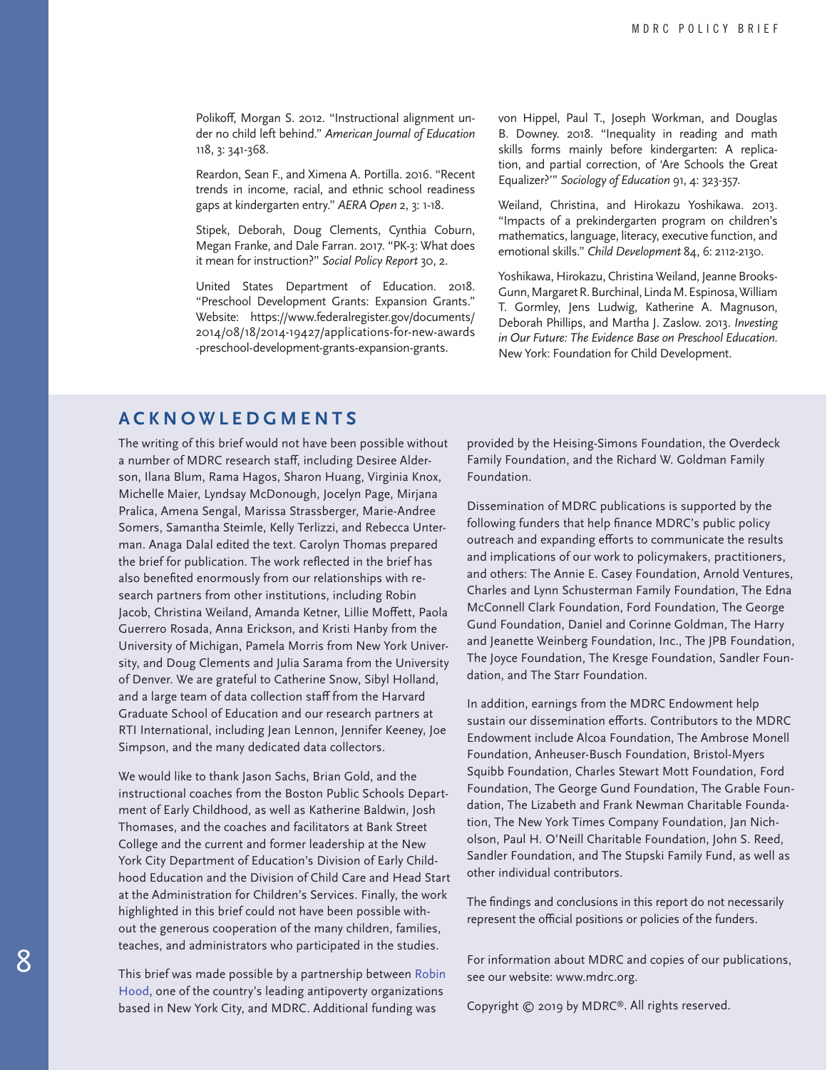Polikoff, Morgan S. 2012. "Instructional alignment under no child left behind." *American Journal of Education* 118, 3: 341-368.

Reardon, Sean F., and Ximena A. Portilla. 2016. "Recent trends in income, racial, and ethnic school readiness gaps at kindergarten entry." *AERA Open* 2, 3: 1-18.

Stipek, Deborah, Doug Clements, Cynthia Coburn, Megan Franke, and Dale Farran. 2017. "PK-3: What does it mean for instruction?" *Social Policy Report* 30, 2.

United States Department of Education. 2018. "Preschool Development Grants: Expansion Grants." Website: https://www.federalregister.gov/documents/2014/08/18/2014-19427/applications-for-new-awards-preschool-development-grants-expansion-grants.

von Hippel, Paul T., Joseph Workman, and Douglas B. Downey. 2018. "Inequality in reading and math skills forms mainly before kindergarten: A replication, and partial correction, of 'Are Schools the Great Equalizer?'" *Sociology of Education* 91, 4: 323-357.

Weiland, Christina, and Hirokazu Yoshikawa. 2013. "Impacts of a prekindergarten program on children's mathematics, language, literacy, executive function, and emotional skills." *Child Development* 84, 6: 2112-2130.

Yoshikawa, Hirokazu, Christina Weiland, Jeanne Brooks-Gunn, Margaret R. Burchinal, Linda M. Espinosa, William T. Gormley, Jens Ludwig, Katherine A. Magnuson, Deborah Phillips, and Martha J. Zaslow. 2013. *Investing in Our Future: The Evidence Base on Preschool Education.* New York: Foundation for Child Development.

## ACKNOWLEDGMENTS

The writing of this brief would not have been possible without a number of MDRC research staff, including Desiree Alderson, Ilana Blum, Rama Hagos, Sharon Huang, Virginia Knox, Michelle Maier, Lyndsay McDonough, Jocelyn Page, Mirjana Pralica, Amena Sengal, Marissa Strassberger, Marie-Andree Somers, Samantha Steimle, Kelly Terlizzi, and Rebecca Unterman. Anaga Dalal edited the text. Carolyn Thomas prepared the brief for publication. The work reflected in the brief has also benefited enormously from our relationships with research partners from other institutions, including Robin Jacob, Christina Weiland, Amanda Ketner, Lillie Moffett, Paola Guerrero Rosada, Anna Erickson, and Kristi Hanby from the University of Michigan, Pamela Morris from New York University, and Doug Clements and Julia Sarama from the University of Denver. We are grateful to Catherine Snow, Sibyl Holland, and a large team of data collection staff from the Harvard Graduate School of Education and our research partners at RTI International, including Jean Lennon, Jennifer Keeney, Joe Simpson, and the many dedicated data collectors.

We would like to thank Jason Sachs, Brian Gold, and the instructional coaches from the Boston Public Schools Department of Early Childhood, as well as Katherine Baldwin, Josh Thomases, and the coaches and facilitators at Bank Street College and the current and former leadership at the New York City Department of Education's Division of Early Childhood Education and the Division of Child Care and Head Start at the Administration for Children's Services. Finally, the work highlighted in this brief could not have been possible without the generous cooperation of the many children, families, teaches, and administrators who participated in the studies.

This brief was made possible by a partnership between Robin Hood, one of the country's leading antipoverty organizations based in New York City, and MDRC. Additional funding was provided by the Heising-Simons Foundation, the Overdeck Family Foundation, and the Richard W. Goldman Family Foundation.

Dissemination of MDRC publications is supported by the following funders that help finance MDRC's public policy outreach and expanding efforts to communicate the results and implications of our work to policymakers, practitioners, and others: The Annie E. Casey Foundation, Arnold Ventures, Charles and Lynn Schusterman Family Foundation, The Edna McConnell Clark Foundation, Ford Foundation, The George Gund Foundation, Daniel and Corinne Goldman, The Harry and Jeanette Weinberg Foundation, Inc., The JPB Foundation, The Joyce Foundation, The Kresge Foundation, Sandler Foundation, and The Starr Foundation.

In addition, earnings from the MDRC Endowment help sustain our dissemination efforts. Contributors to the MDRC Endowment include Alcoa Foundation, The Ambrose Monell Foundation, Anheuser-Busch Foundation, Bristol-Myers Squibb Foundation, Charles Stewart Mott Foundation, Ford Foundation, The George Gund Foundation, The Grable Foundation, The Lizabeth and Frank Newman Charitable Foundation, The New York Times Company Foundation, Jan Nicholson, Paul H. O'Neill Charitable Foundation, John S. Reed, Sandler Foundation, and The Stupski Family Fund, as well as other individual contributors.

The findings and conclusions in this report do not necessarily represent the official positions or policies of the funders.

For information about MDRC and copies of our publications, see our website: www.mdrc.org.

Copyright © 2019 by MDRC®. All rights reserved.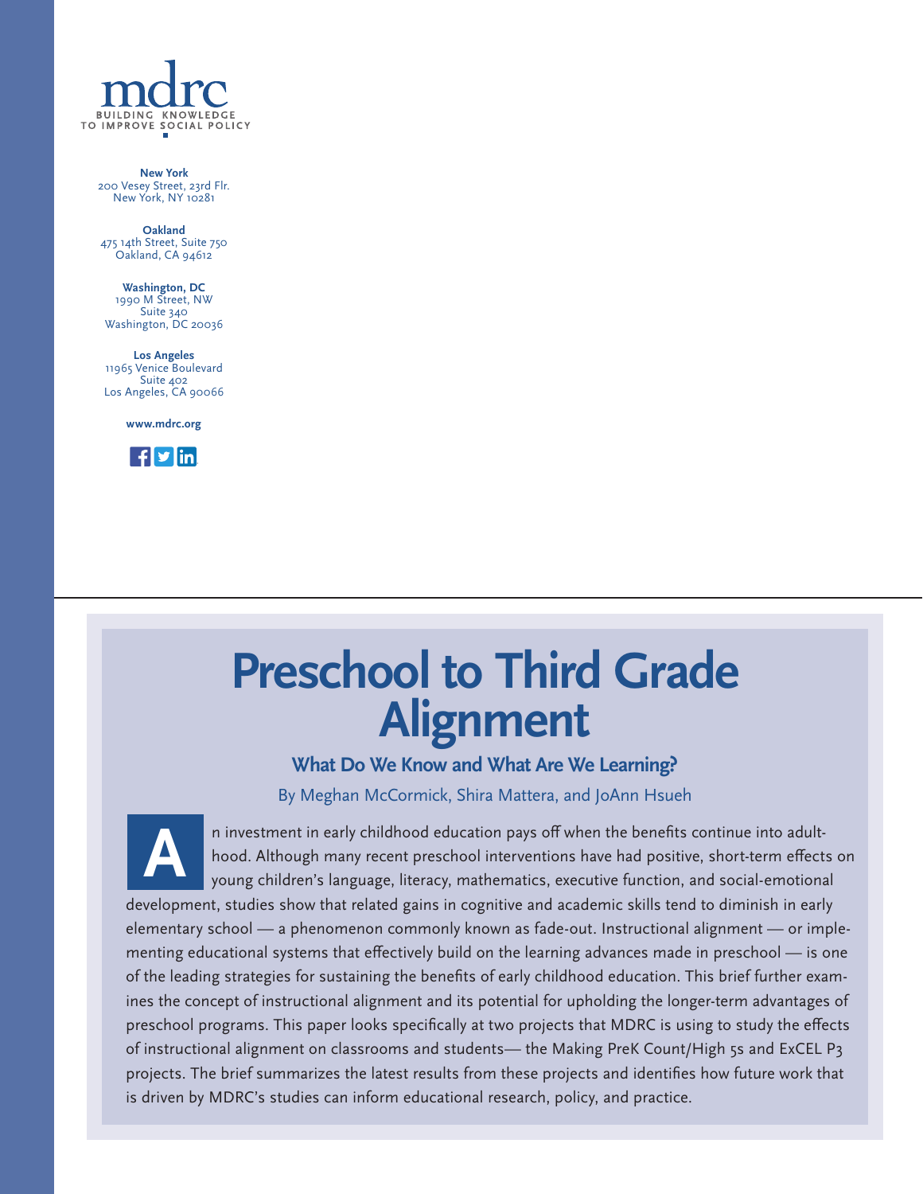mdrc

BUILDING KNOWLEDGE TO IMPROVE SOCIAL POLICY

**New York**
200 Vesey Street, 23rd Flr.
New York, NY 10281

**Oakland**
475 14th Street, Suite 750
Oakland, CA 94612

**Washington, DC**
1990 M Street, NW
Suite 340
Washington, DC 20036

**Los Angeles**
11965 Venice Boulevard
Suite 402
Los Angeles, CA 90066

**www.mdrc.org**

# Preschool to Third Grade Alignment

## What Do We Know and What Are We Learning?

By Meghan McCormick, Shira Mattera, and JoAnn Hsueh

An investment in early childhood education pays off when the benefits continue into adulthood. Although many recent preschool interventions have had positive, short-term effects on young children's language, literacy, mathematics, executive function, and social-emotional development, studies show that related gains in cognitive and academic skills tend to diminish in early elementary school — a phenomenon commonly known as fade-out. Instructional alignment — or implementing educational systems that effectively build on the learning advances made in preschool — is one of the leading strategies for sustaining the benefits of early childhood education. This brief further examines the concept of instructional alignment and its potential for upholding the longer-term advantages of preschool programs. This paper looks specifically at two projects that MDRC is using to study the effects of instructional alignment on classrooms and students— the Making PreK Count/High 5s and ExCEL P3 projects. The brief summarizes the latest results from these projects and identifies how future work that is driven by MDRC's studies can inform educational research, policy, and practice.